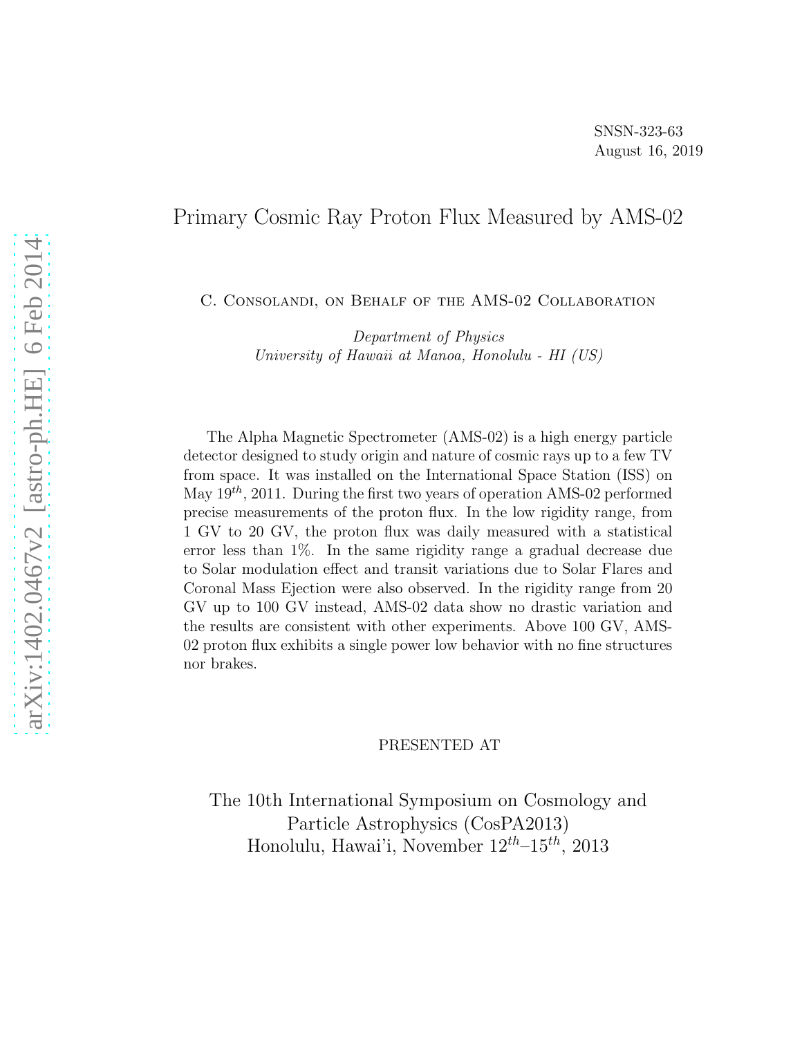SNSN-323-63
August 16, 2019

# Primary Cosmic Ray Proton Flux Measured by AMS-02

C. Consolandi, on Behalf of the AMS-02 Collaboration

*Department of Physics*
*University of Hawaii at Manoa, Honolulu - HI (US)*

The Alpha Magnetic Spectrometer (AMS-02) is a high energy particle detector designed to study origin and nature of cosmic rays up to a few TV from space. It was installed on the International Space Station (ISS) on May $19^{th}$, 2011. During the first two years of operation AMS-02 performed precise measurements of the proton flux. In the low rigidity range, from 1 GV to 20 GV, the proton flux was daily measured with a statistical error less than 1%. In the same rigidity range a gradual decrease due to Solar modulation effect and transit variations due to Solar Flares and Coronal Mass Ejection were also observed. In the rigidity range from 20 GV up to 100 GV instead, AMS-02 data show no drastic variation and the results are consistent with other experiments. Above 100 GV, AMS-02 proton flux exhibits a single power low behavior with no fine structures nor brakes.

PRESENTED AT

The 10th International Symposium on Cosmology and Particle Astrophysics (CosPA2013)
Honolulu, Hawai'i, November $12^{th}$–$15^{th}$, 2013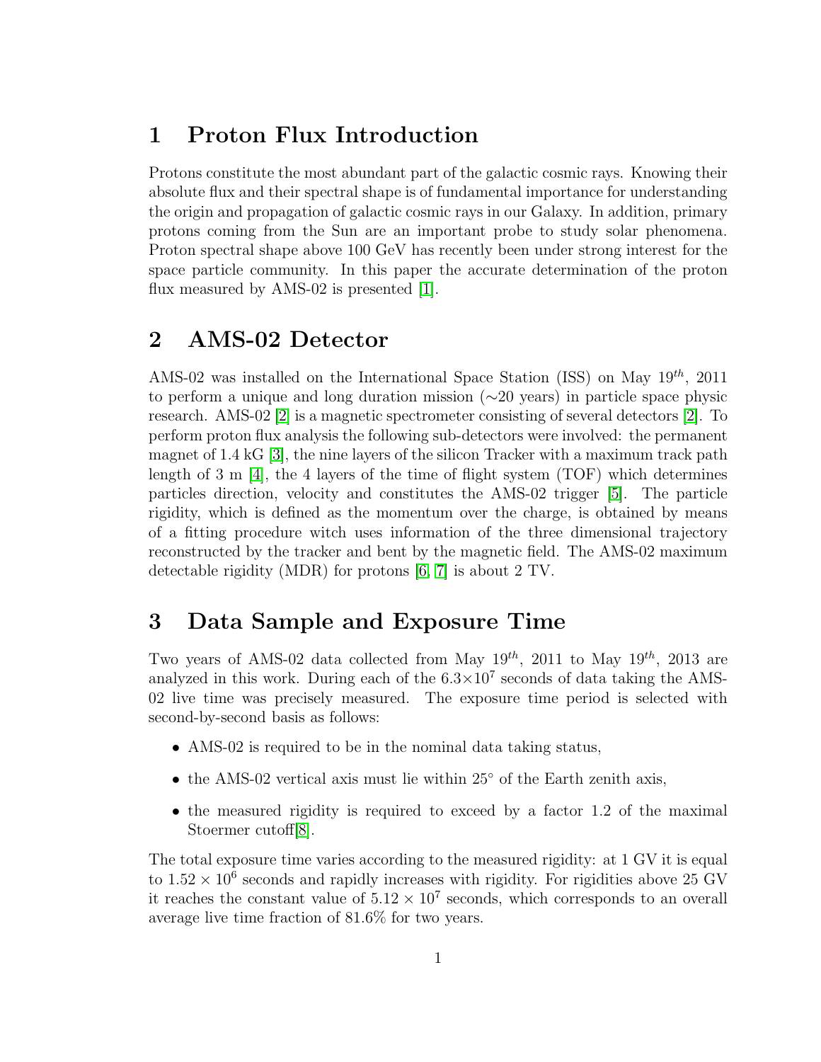# 1 Proton Flux Introduction

Protons constitute the most abundant part of the galactic cosmic rays. Knowing their absolute flux and their spectral shape is of fundamental importance for understanding the origin and propagation of galactic cosmic rays in our Galaxy. In addition, primary protons coming from the Sun are an important probe to study solar phenomena. Proton spectral shape above 100 GeV has recently been under strong interest for the space particle community. In this paper the accurate determination of the proton flux measured by AMS-02 is presented [1].

# 2 AMS-02 Detector

AMS-02 was installed on the International Space Station (ISS) on May $19^{th}$, 2011 to perform a unique and long duration mission (∼20 years) in particle space physic research. AMS-02 [2] is a magnetic spectrometer consisting of several detectors [2]. To perform proton flux analysis the following sub-detectors were involved: the permanent magnet of 1.4 kG [3], the nine layers of the silicon Tracker with a maximum track path length of 3 m [4], the 4 layers of the time of flight system (TOF) which determines particles direction, velocity and constitutes the AMS-02 trigger [5]. The particle rigidity, which is defined as the momentum over the charge, is obtained by means of a fitting procedure witch uses information of the three dimensional trajectory reconstructed by the tracker and bent by the magnetic field. The AMS-02 maximum detectable rigidity (MDR) for protons [6, 7] is about 2 TV.

# 3 Data Sample and Exposure Time

Two years of AMS-02 data collected from May $19^{th}$, 2011 to May $19^{th}$, 2013 are analyzed in this work. During each of the $6.3 \times 10^7$ seconds of data taking the AMS-02 live time was precisely measured. The exposure time period is selected with second-by-second basis as follows:

- AMS-02 is required to be in the nominal data taking status,
- the AMS-02 vertical axis must lie within 25° of the Earth zenith axis,
- the measured rigidity is required to exceed by a factor 1.2 of the maximal Stoermer cutoff[8].

The total exposure time varies according to the measured rigidity: at 1 GV it is equal to $1.52 \times 10^6$ seconds and rapidly increases with rigidity. For rigidities above 25 GV it reaches the constant value of $5.12 \times 10^7$ seconds, which corresponds to an overall average live time fraction of 81.6% for two years.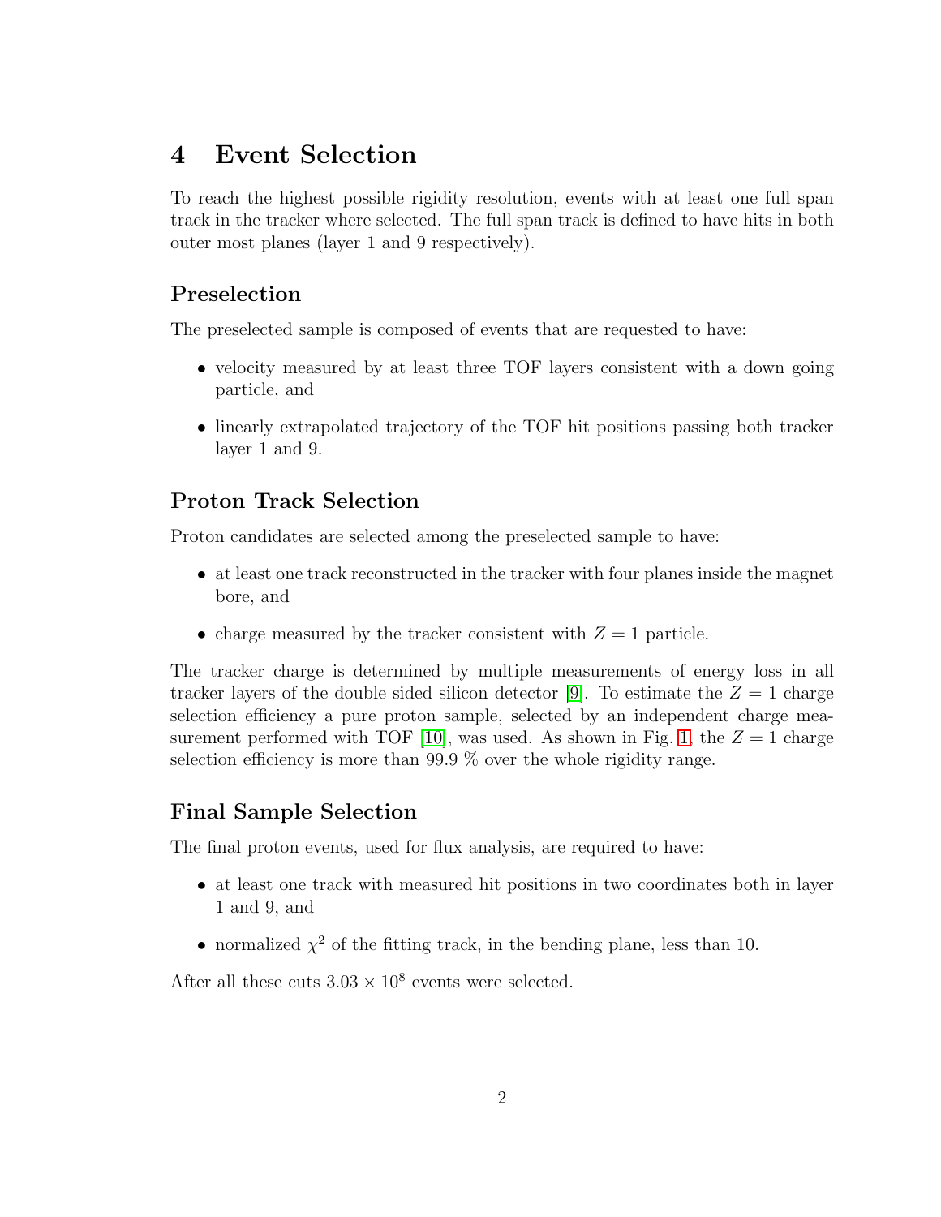# 4 Event Selection

To reach the highest possible rigidity resolution, events with at least one full span track in the tracker where selected. The full span track is defined to have hits in both outer most planes (layer 1 and 9 respectively).

### Preselection

The preselected sample is composed of events that are requested to have:

- velocity measured by at least three TOF layers consistent with a down going particle, and
- linearly extrapolated trajectory of the TOF hit positions passing both tracker layer 1 and 9.

### Proton Track Selection

Proton candidates are selected among the preselected sample to have:

- at least one track reconstructed in the tracker with four planes inside the magnet bore, and
- charge measured by the tracker consistent with $Z = 1$ particle.

The tracker charge is determined by multiple measurements of energy loss in all tracker layers of the double sided silicon detector [9]. To estimate the $Z = 1$ charge selection efficiency a pure proton sample, selected by an independent charge measurement performed with TOF [10], was used. As shown in Fig. 1, the $Z = 1$ charge selection efficiency is more than 99.9 % over the whole rigidity range.

### Final Sample Selection

The final proton events, used for flux analysis, are required to have:

- at least one track with measured hit positions in two coordinates both in layer 1 and 9, and
- normalized $\chi^2$ of the fitting track, in the bending plane, less than 10.

After all these cuts $3.03 \times 10^8$ events were selected.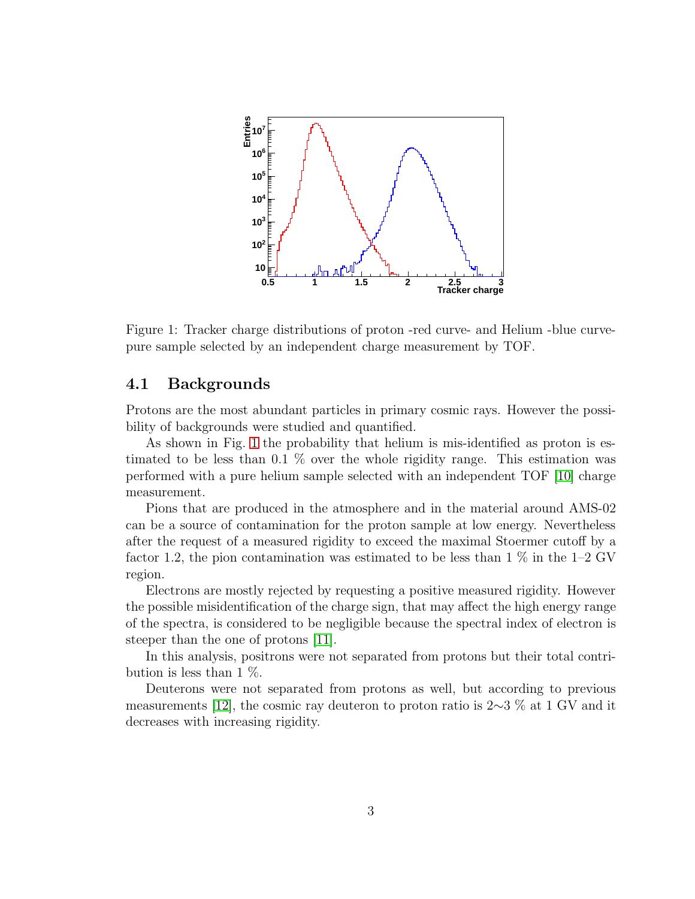Figure 1: Tracker charge distributions of proton -red curve- and Helium -blue curve- pure sample selected by an independent charge measurement by TOF.

### 4.1 Backgrounds

Protons are the most abundant particles in primary cosmic rays. However the possibility of backgrounds were studied and quantified.

As shown in Fig. 1 the probability that helium is mis-identified as proton is estimated to be less than 0.1 % over the whole rigidity range. This estimation was performed with a pure helium sample selected with an independent TOF [10] charge measurement.

Pions that are produced in the atmosphere and in the material around AMS-02 can be a source of contamination for the proton sample at low energy. Nevertheless after the request of a measured rigidity to exceed the maximal Stoermer cutoff by a factor 1.2, the pion contamination was estimated to be less than 1 % in the 1–2 GV region.

Electrons are mostly rejected by requesting a positive measured rigidity. However the possible misidentification of the charge sign, that may affect the high energy range of the spectra, is considered to be negligible because the spectral index of electron is steeper than the one of protons [11].

In this analysis, positrons were not separated from protons but their total contribution is less than 1 %.

Deuterons were not separated from protons as well, but according to previous measurements [12], the cosmic ray deuteron to proton ratio is 2∼3 % at 1 GV and it decreases with increasing rigidity.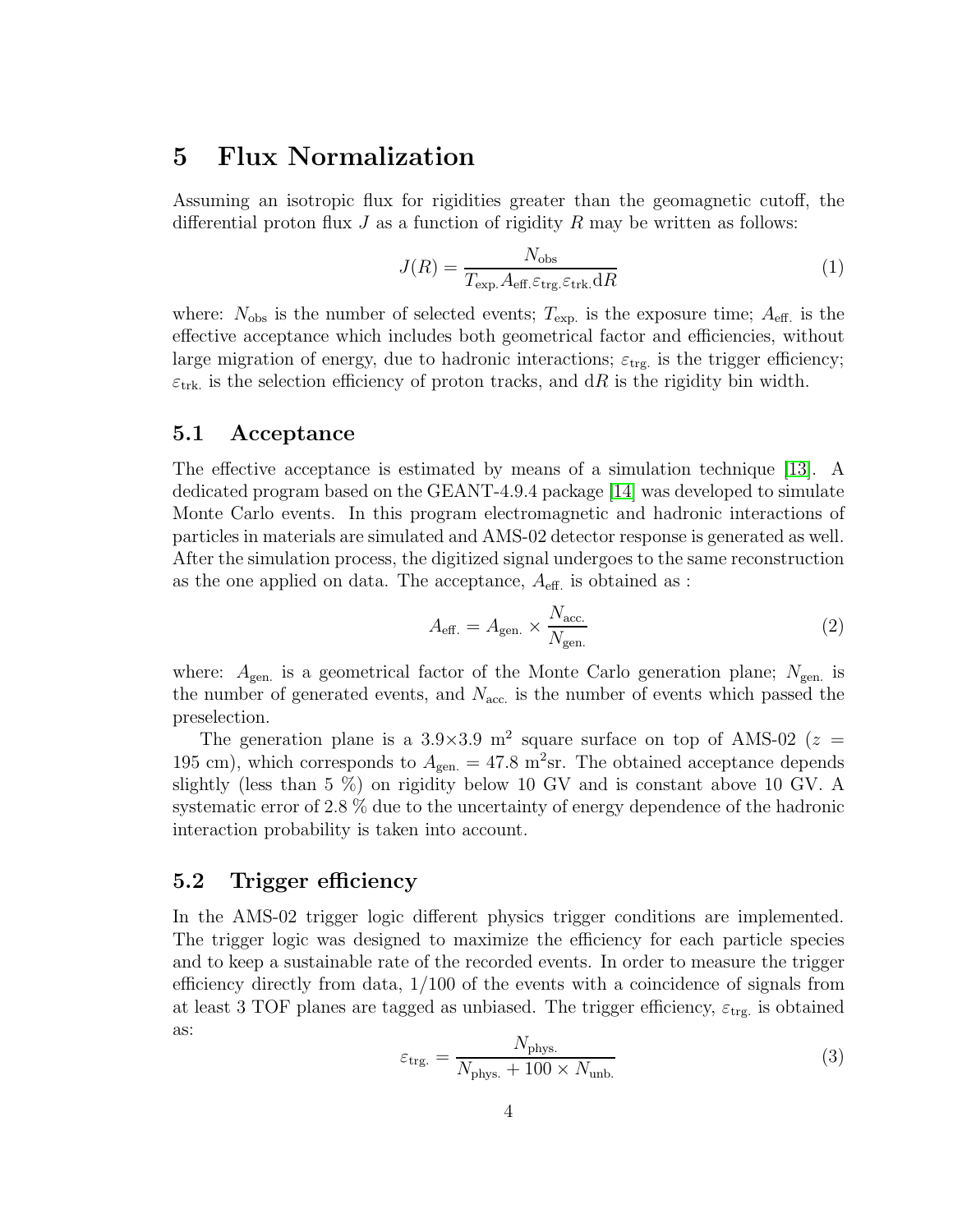## 5 Flux Normalization

Assuming an isotropic flux for rigidities greater than the geomagnetic cutoff, the differential proton flux $J$ as a function of rigidity $R$ may be written as follows:

$$J(R) = \frac{N_{\mathrm{obs}}}{T_{\mathrm{exp.}} A_{\mathrm{eff.}} \varepsilon_{\mathrm{trg.}} \varepsilon_{\mathrm{trk.}} \mathrm{d}R} \tag{1}$$

where: $N_{\mathrm{obs}}$ is the number of selected events; $T_{\mathrm{exp.}}$ is the exposure time; $A_{\mathrm{eff.}}$ is the effective acceptance which includes both geometrical factor and efficiencies, without large migration of energy, due to hadronic interactions; $\varepsilon_{\mathrm{trg.}}$ is the trigger efficiency; $\varepsilon_{\mathrm{trk.}}$ is the selection efficiency of proton tracks, and $\mathrm{d}R$ is the rigidity bin width.

### 5.1 Acceptance

The effective acceptance is estimated by means of a simulation technique [13]. A dedicated program based on the GEANT-4.9.4 package [14] was developed to simulate Monte Carlo events. In this program electromagnetic and hadronic interactions of particles in materials are simulated and AMS-02 detector response is generated as well. After the simulation process, the digitized signal undergoes to the same reconstruction as the one applied on data. The acceptance, $A_{\mathrm{eff.}}$ is obtained as :

$$A_{\mathrm{eff.}} = A_{\mathrm{gen.}} \times \frac{N_{\mathrm{acc.}}}{N_{\mathrm{gen.}}} \tag{2}$$

where: $A_{\mathrm{gen.}}$ is a geometrical factor of the Monte Carlo generation plane; $N_{\mathrm{gen.}}$ is the number of generated events, and $N_{\mathrm{acc.}}$ is the number of events which passed the preselection.

The generation plane is a $3.9\times3.9$ m$^2$ square surface on top of AMS-02 ($z = 195$ cm), which corresponds to $A_{\mathrm{gen.}} = 47.8$ m$^2$sr. The obtained acceptance depends slightly (less than 5 %) on rigidity below 10 GV and is constant above 10 GV. A systematic error of 2.8 % due to the uncertainty of energy dependence of the hadronic interaction probability is taken into account.

### 5.2 Trigger efficiency

In the AMS-02 trigger logic different physics trigger conditions are implemented. The trigger logic was designed to maximize the efficiency for each particle species and to keep a sustainable rate of the recorded events. In order to measure the trigger efficiency directly from data, 1/100 of the events with a coincidence of signals from at least 3 TOF planes are tagged as unbiased. The trigger efficiency, $\varepsilon_{\mathrm{trg.}}$ is obtained as:

$$\varepsilon_{\mathrm{trg.}} = \frac{N_{\mathrm{phys.}}}{N_{\mathrm{phys.}} + 100 \times N_{\mathrm{unb.}}} \tag{3}$$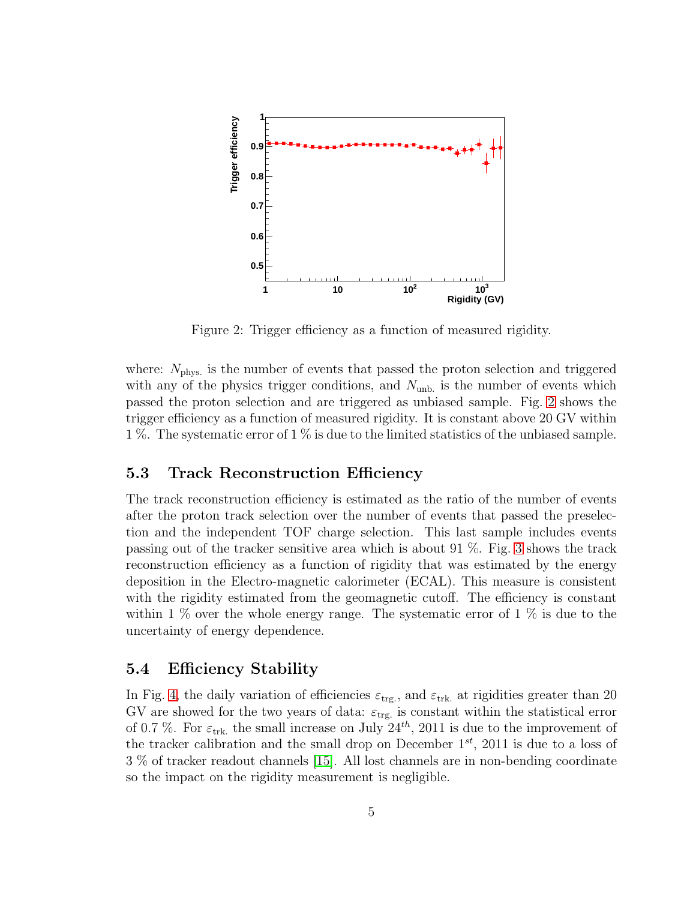Figure 2: Trigger efficiency as a function of measured rigidity.

where: $N_{\text{phys.}}$ is the number of events that passed the proton selection and triggered with any of the physics trigger conditions, and $N_{\text{unb.}}$ is the number of events which passed the proton selection and are triggered as unbiased sample. Fig. 2 shows the trigger efficiency as a function of measured rigidity. It is constant above 20 GV within 1 %. The systematic error of 1 % is due to the limited statistics of the unbiased sample.

### 5.3 Track Reconstruction Efficiency

The track reconstruction efficiency is estimated as the ratio of the number of events after the proton track selection over the number of events that passed the preselection and the independent TOF charge selection. This last sample includes events passing out of the tracker sensitive area which is about 91 %. Fig. 3 shows the track reconstruction efficiency as a function of rigidity that was estimated by the energy deposition in the Electro-magnetic calorimeter (ECAL). This measure is consistent with the rigidity estimated from the geomagnetic cutoff. The efficiency is constant within 1 % over the whole energy range. The systematic error of 1 % is due to the uncertainty of energy dependence.

### 5.4 Efficiency Stability

In Fig. 4, the daily variation of efficiencies $\varepsilon_{\text{trg.}}$, and $\varepsilon_{\text{trk.}}$ at rigidities greater than 20 GV are showed for the two years of data: $\varepsilon_{\text{trg.}}$ is constant within the statistical error of 0.7 %. For $\varepsilon_{\text{trk.}}$ the small increase on July $24^{th}$, 2011 is due to the improvement of the tracker calibration and the small drop on December $1^{st}$, 2011 is due to a loss of 3 % of tracker readout channels [15]. All lost channels are in non-bending coordinate so the impact on the rigidity measurement is negligible.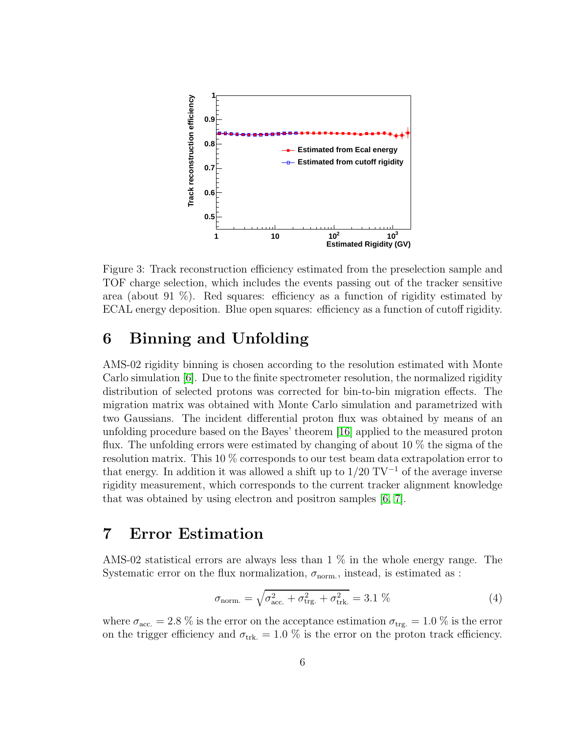Figure 3: Track reconstruction efficiency estimated from the preselection sample and TOF charge selection, which includes the events passing out of the tracker sensitive area (about 91 %). Red squares: efficiency as a function of rigidity estimated by ECAL energy deposition. Blue open squares: efficiency as a function of cutoff rigidity.

## 6 Binning and Unfolding

AMS-02 rigidity binning is chosen according to the resolution estimated with Monte Carlo simulation [6]. Due to the finite spectrometer resolution, the normalized rigidity distribution of selected protons was corrected for bin-to-bin migration effects. The migration matrix was obtained with Monte Carlo simulation and parametrized with two Gaussians. The incident differential proton flux was obtained by means of an unfolding procedure based on the Bayes' theorem [16] applied to the measured proton flux. The unfolding errors were estimated by changing of about 10 % the sigma of the resolution matrix. This 10 % corresponds to our test beam data extrapolation error to that energy. In addition it was allowed a shift up to $1/20$ TV$^{-1}$ of the average inverse rigidity measurement, which corresponds to the current tracker alignment knowledge that was obtained by using electron and positron samples [6, 7].

## 7 Error Estimation

AMS-02 statistical errors are always less than 1 % in the whole energy range. The Systematic error on the flux normalization, $\sigma_{\mathrm{norm.}}$, instead, is estimated as :

$$\sigma_{\mathrm{norm.}} = \sqrt{\sigma^2_{\mathrm{acc.}} + \sigma^2_{\mathrm{trg.}} + \sigma^2_{\mathrm{trk.}}} = 3.1 \ \% \tag{4}$$

where $\sigma_{\mathrm{acc.}} = 2.8$ % is the error on the acceptance estimation $\sigma_{\mathrm{trg.}} = 1.0$ % is the error on the trigger efficiency and $\sigma_{\mathrm{trk.}} = 1.0$ % is the error on the proton track efficiency.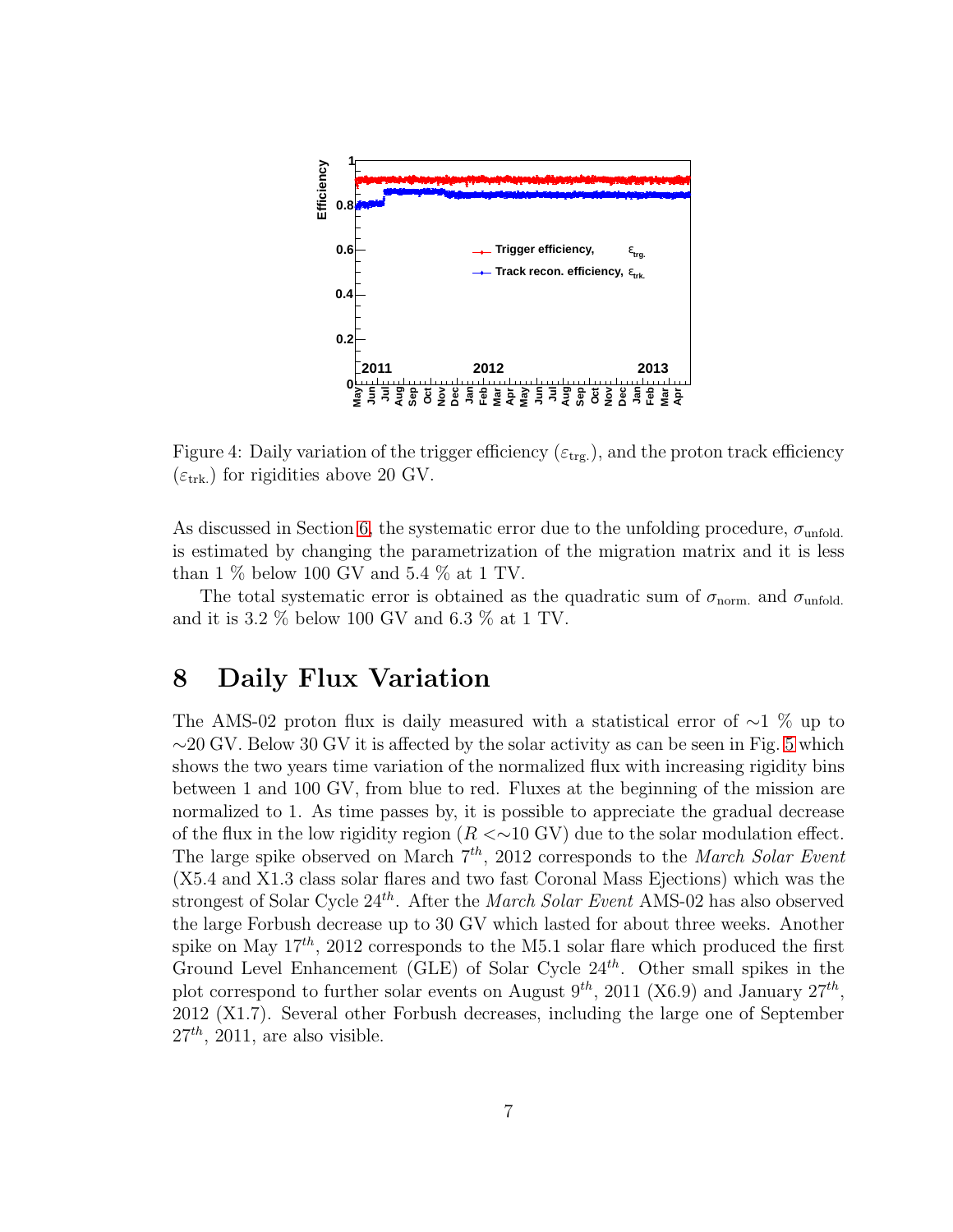Figure 4: Daily variation of the trigger efficiency ($\varepsilon_{\mathrm{trg.}}$), and the proton track efficiency ($\varepsilon_{\mathrm{trk.}}$) for rigidities above 20 GV.

As discussed in Section 6, the systematic error due to the unfolding procedure, $\sigma_{\mathrm{unfold.}}$ is estimated by changing the parametrization of the migration matrix and it is less than 1 % below 100 GV and 5.4 % at 1 TV.

The total systematic error is obtained as the quadratic sum of $\sigma_{\mathrm{norm.}}$ and $\sigma_{\mathrm{unfold.}}$ and it is 3.2 % below 100 GV and 6.3 % at 1 TV.

## 8 Daily Flux Variation

The AMS-02 proton flux is daily measured with a statistical error of $\sim$1 % up to $\sim$20 GV. Below 30 GV it is affected by the solar activity as can be seen in Fig. 5 which shows the two years time variation of the normalized flux with increasing rigidity bins between 1 and 100 GV, from blue to red. Fluxes at the beginning of the mission are normalized to 1. As time passes by, it is possible to appreciate the gradual decrease of the flux in the low rigidity region ($R <\sim$10 GV) due to the solar modulation effect. The large spike observed on March $7^{th}$, 2012 corresponds to the *March Solar Event* (X5.4 and X1.3 class solar flares and two fast Coronal Mass Ejections) which was the strongest of Solar Cycle $24^{th}$. After the *March Solar Event* AMS-02 has also observed the large Forbush decrease up to 30 GV which lasted for about three weeks. Another spike on May $17^{th}$, 2012 corresponds to the M5.1 solar flare which produced the first Ground Level Enhancement (GLE) of Solar Cycle $24^{th}$. Other small spikes in the plot correspond to further solar events on August $9^{th}$, 2011 (X6.9) and January $27^{th}$, 2012 (X1.7). Several other Forbush decreases, including the large one of September $27^{th}$, 2011, are also visible.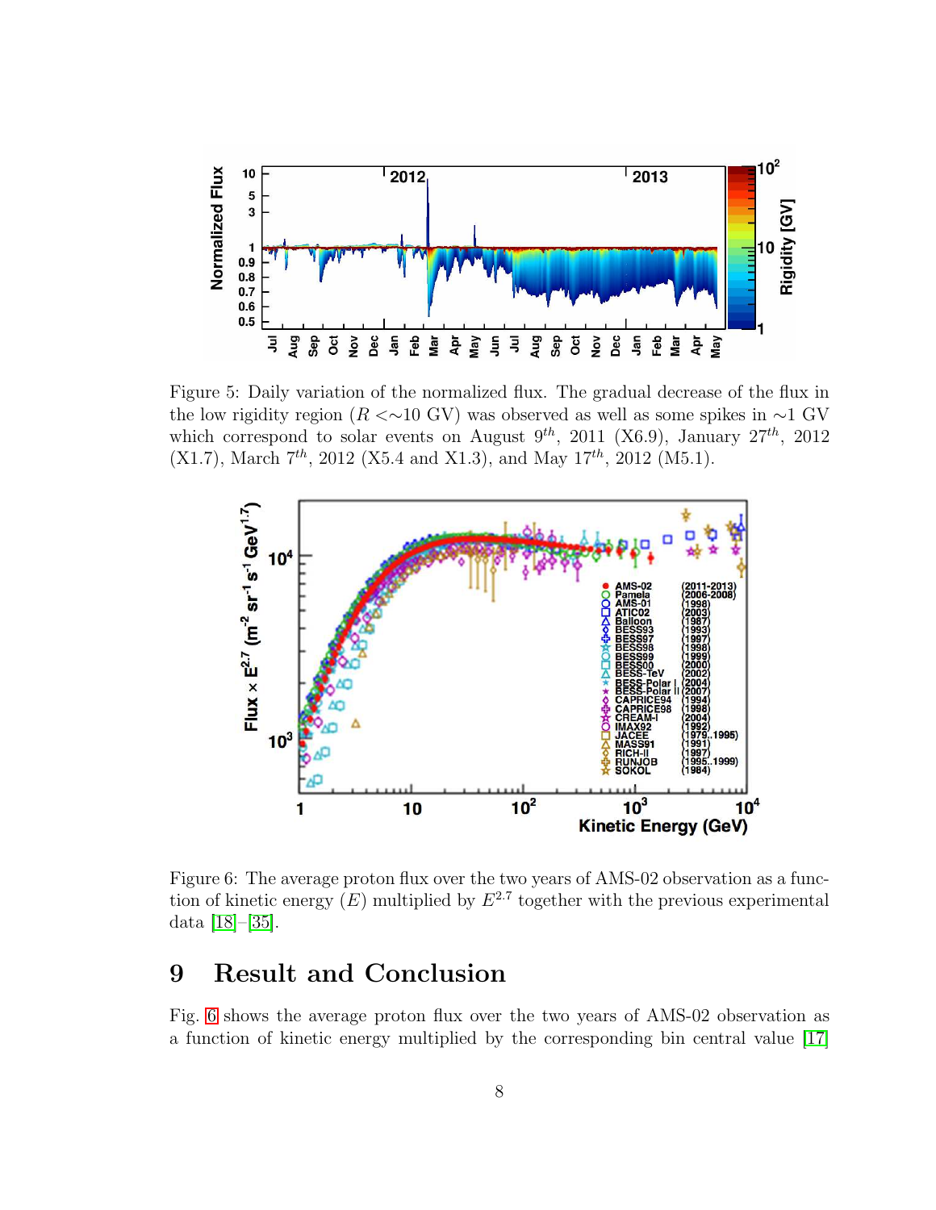Figure 5: Daily variation of the normalized flux. The gradual decrease of the flux in the low rigidity region ($R <\sim 10$ GV) was observed as well as some spikes in $\sim 1$ GV which correspond to solar events on August 9$^{th}$, 2011 (X6.9), January 27$^{th}$, 2012 (X1.7), March 7$^{th}$, 2012 (X5.4 and X1.3), and May 17$^{th}$, 2012 (M5.1).

Figure 6: The average proton flux over the two years of AMS-02 observation as a function of kinetic energy ($E$) multiplied by $E^{2.7}$ together with the previous experimental data [18]–[35].

# 9 Result and Conclusion

Fig. 6 shows the average proton flux over the two years of AMS-02 observation as a function of kinetic energy multiplied by the corresponding bin central value [17]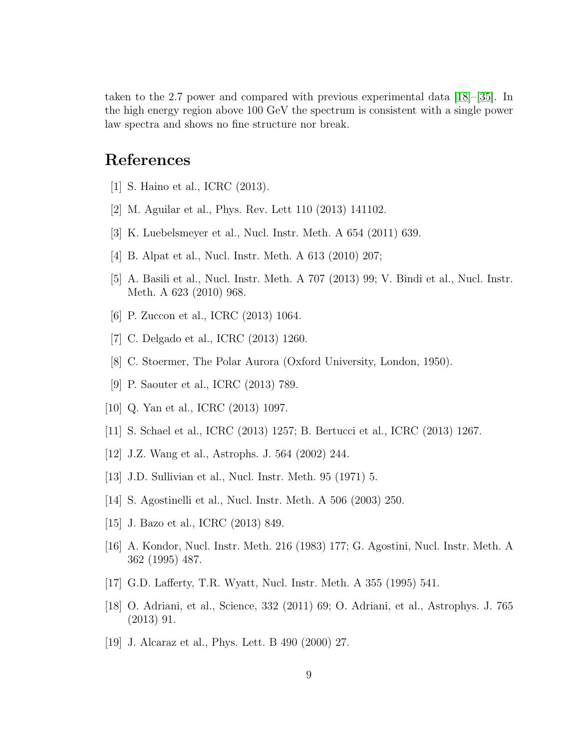taken to the 2.7 power and compared with previous experimental data [18]–[35]. In the high energy region above 100 GeV the spectrum is consistent with a single power law spectra and shows no fine structure nor break.

# References

[1] S. Haino et al., ICRC (2013).

[2] M. Aguilar et al., Phys. Rev. Lett 110 (2013) 141102.

[3] K. Luebelsmeyer et al., Nucl. Instr. Meth. A 654 (2011) 639.

[4] B. Alpat et al., Nucl. Instr. Meth. A 613 (2010) 207;

[5] A. Basili et al., Nucl. Instr. Meth. A 707 (2013) 99; V. Bindi et al., Nucl. Instr. Meth. A 623 (2010) 968.

[6] P. Zuccon et al., ICRC (2013) 1064.

[7] C. Delgado et al., ICRC (2013) 1260.

[8] C. Stoermer, The Polar Aurora (Oxford University, London, 1950).

[9] P. Saouter et al., ICRC (2013) 789.

[10] Q. Yan et al., ICRC (2013) 1097.

[11] S. Schael et al., ICRC (2013) 1257; B. Bertucci et al., ICRC (2013) 1267.

[12] J.Z. Wang et al., Astrophs. J. 564 (2002) 244.

[13] J.D. Sullivian et al., Nucl. Instr. Meth. 95 (1971) 5.

[14] S. Agostinelli et al., Nucl. Instr. Meth. A 506 (2003) 250.

[15] J. Bazo et al., ICRC (2013) 849.

[16] A. Kondor, Nucl. Instr. Meth. 216 (1983) 177; G. Agostini, Nucl. Instr. Meth. A 362 (1995) 487.

[17] G.D. Lafferty, T.R. Wyatt, Nucl. Instr. Meth. A 355 (1995) 541.

[18] O. Adriani, et al., Science, 332 (2011) 69; O. Adriani, et al., Astrophys. J. 765 (2013) 91.

[19] J. Alcaraz et al., Phys. Lett. B 490 (2000) 27.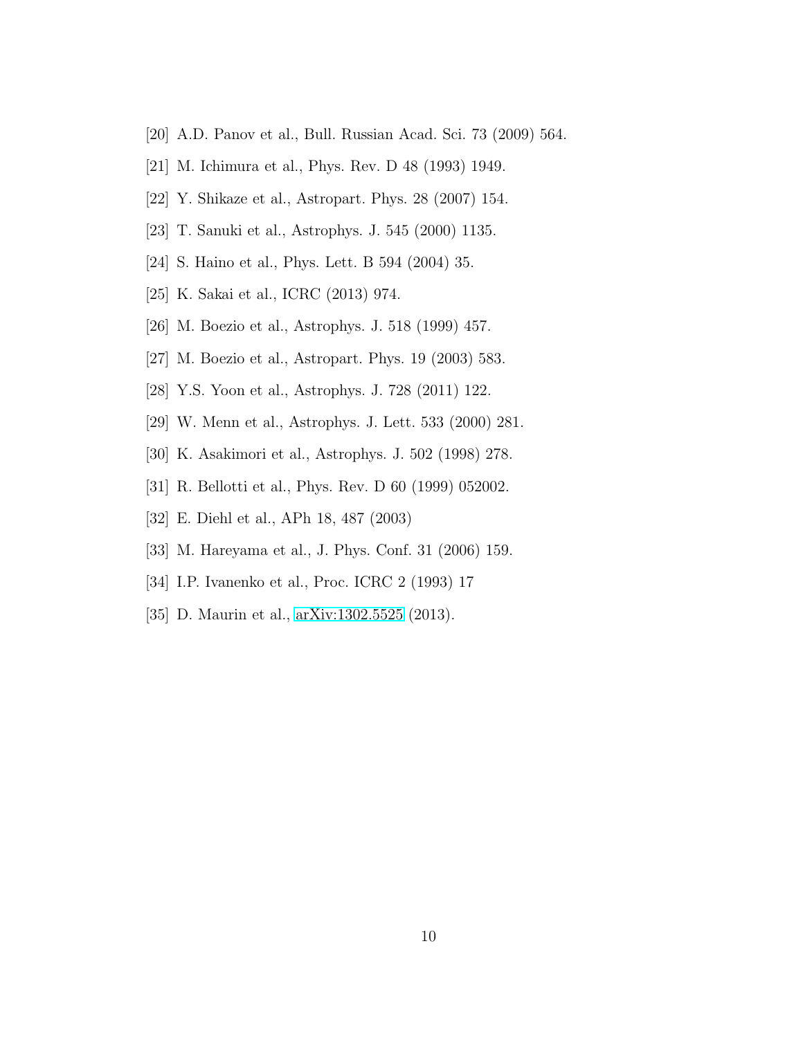[20] A.D. Panov et al., Bull. Russian Acad. Sci. 73 (2009) 564.

[21] M. Ichimura et al., Phys. Rev. D 48 (1993) 1949.

[22] Y. Shikaze et al., Astropart. Phys. 28 (2007) 154.

[23] T. Sanuki et al., Astrophys. J. 545 (2000) 1135.

[24] S. Haino et al., Phys. Lett. B 594 (2004) 35.

[25] K. Sakai et al., ICRC (2013) 974.

[26] M. Boezio et al., Astrophys. J. 518 (1999) 457.

[27] M. Boezio et al., Astropart. Phys. 19 (2003) 583.

[28] Y.S. Yoon et al., Astrophys. J. 728 (2011) 122.

[29] W. Menn et al., Astrophys. J. Lett. 533 (2000) 281.

[30] K. Asakimori et al., Astrophys. J. 502 (1998) 278.

[31] R. Bellotti et al., Phys. Rev. D 60 (1999) 052002.

[32] E. Diehl et al., APh 18, 487 (2003)

[33] M. Hareyama et al., J. Phys. Conf. 31 (2006) 159.

[34] I.P. Ivanenko et al., Proc. ICRC 2 (1993) 17

[35] D. Maurin et al., arXiv:1302.5525 (2013).